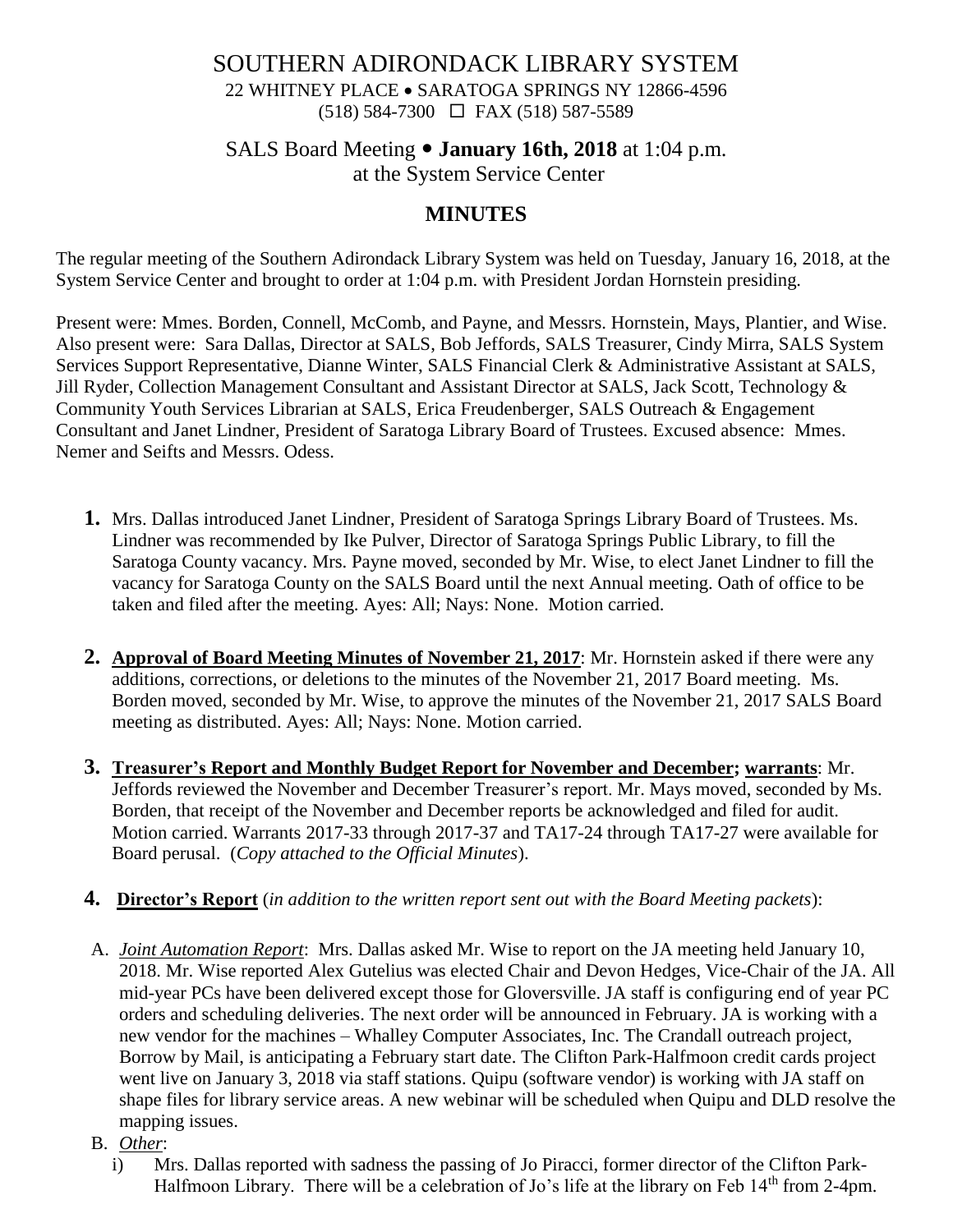# SOUTHERN ADIRONDACK LIBRARY SYSTEM

22 WHITNEY PLACE • SARATOGA SPRINGS NY 12866-4596
(518) 584-7300 ☐ FAX (518) 587-5589

## SALS Board Meeting • **January 16th, 2018** at 1:04 p.m.
## at the System Service Center

## **MINUTES**

The regular meeting of the Southern Adirondack Library System was held on Tuesday, January 16, 2018, at the System Service Center and brought to order at 1:04 p.m. with President Jordan Hornstein presiding.

Present were: Mmes. Borden, Connell, McComb, and Payne, and Messrs. Hornstein, Mays, Plantier, and Wise. Also present were: Sara Dallas, Director at SALS, Bob Jeffords, SALS Treasurer, Cindy Mirra, SALS System Services Support Representative, Dianne Winter, SALS Financial Clerk & Administrative Assistant at SALS, Jill Ryder, Collection Management Consultant and Assistant Director at SALS, Jack Scott, Technology & Community Youth Services Librarian at SALS, Erica Freudenberger, SALS Outreach & Engagement Consultant and Janet Lindner, President of Saratoga Library Board of Trustees. Excused absence: Mmes. Nemer and Seifts and Messrs. Odess.

**1.** Mrs. Dallas introduced Janet Lindner, President of Saratoga Springs Library Board of Trustees. Ms. Lindner was recommended by Ike Pulver, Director of Saratoga Springs Public Library, to fill the Saratoga County vacancy. Mrs. Payne moved, seconded by Mr. Wise, to elect Janet Lindner to fill the vacancy for Saratoga County on the SALS Board until the next Annual meeting. Oath of office to be taken and filed after the meeting. Ayes: All; Nays: None. Motion carried.

**2.** **Approval of Board Meeting Minutes of November 21, 2017**: Mr. Hornstein asked if there were any additions, corrections, or deletions to the minutes of the November 21, 2017 Board meeting. Ms. Borden moved, seconded by Mr. Wise, to approve the minutes of the November 21, 2017 SALS Board meeting as distributed. Ayes: All; Nays: None. Motion carried.

**3.** **Treasurer's Report and Monthly Budget Report for November and December; warrants**: Mr. Jeffords reviewed the November and December Treasurer's report. Mr. Mays moved, seconded by Ms. Borden, that receipt of the November and December reports be acknowledged and filed for audit. Motion carried. Warrants 2017-33 through 2017-37 and TA17-24 through TA17-27 were available for Board perusal. (*Copy attached to the Official Minutes*).

**4.** **Director's Report** (*in addition to the written report sent out with the Board Meeting packets*):

A. *Joint Automation Report*: Mrs. Dallas asked Mr. Wise to report on the JA meeting held January 10, 2018. Mr. Wise reported Alex Gutelius was elected Chair and Devon Hedges, Vice-Chair of the JA. All mid-year PCs have been delivered except those for Gloversville. JA staff is configuring end of year PC orders and scheduling deliveries. The next order will be announced in February. JA is working with a new vendor for the machines – Whalley Computer Associates, Inc. The Crandall outreach project, Borrow by Mail, is anticipating a February start date. The Clifton Park-Halfmoon credit cards project went live on January 3, 2018 via staff stations. Quipu (software vendor) is working with JA staff on shape files for library service areas. A new webinar will be scheduled when Quipu and DLD resolve the mapping issues.

B. *Other*:

i) Mrs. Dallas reported with sadness the passing of Jo Piracci, former director of the Clifton Park-Halfmoon Library. There will be a celebration of Jo's life at the library on Feb 14th from 2-4pm.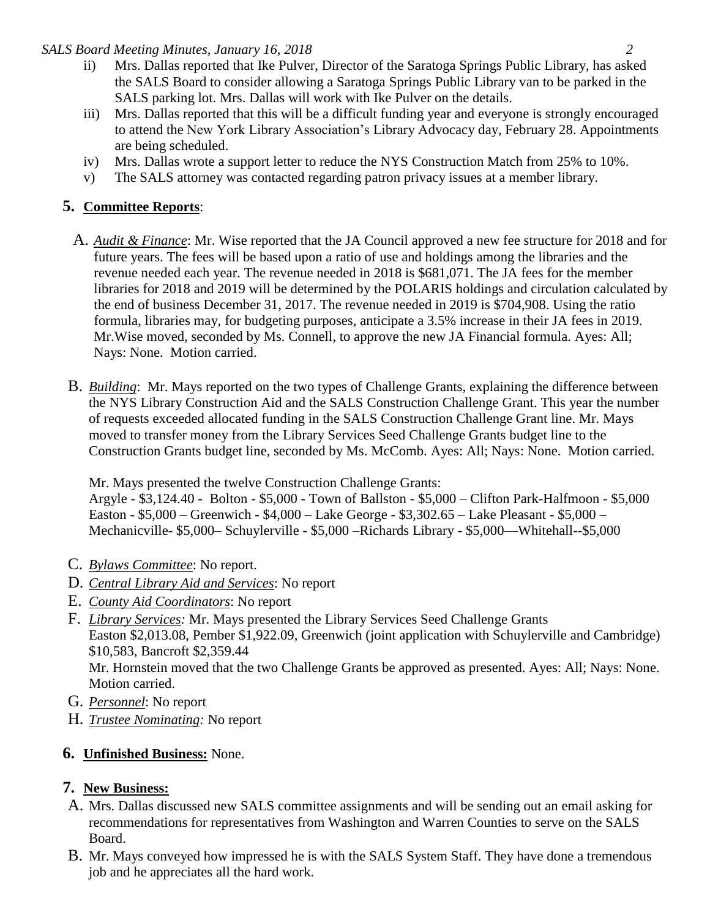ii) Mrs. Dallas reported that Ike Pulver, Director of the Saratoga Springs Public Library, has asked the SALS Board to consider allowing a Saratoga Springs Public Library van to be parked in the SALS parking lot. Mrs. Dallas will work with Ike Pulver on the details.

iii) Mrs. Dallas reported that this will be a difficult funding year and everyone is strongly encouraged to attend the New York Library Association's Library Advocacy day, February 28. Appointments are being scheduled.

iv) Mrs. Dallas wrote a support letter to reduce the NYS Construction Match from 25% to 10%.

v) The SALS attorney was contacted regarding patron privacy issues at a member library.

## 5. **Committee Reports**:

A. *Audit & Finance*: Mr. Wise reported that the JA Council approved a new fee structure for 2018 and for future years. The fees will be based upon a ratio of use and holdings among the libraries and the revenue needed each year. The revenue needed in 2018 is $681,071. The JA fees for the member libraries for 2018 and 2019 will be determined by the POLARIS holdings and circulation calculated by the end of business December 31, 2017. The revenue needed in 2019 is $704,908. Using the ratio formula, libraries may, for budgeting purposes, anticipate a 3.5% increase in their JA fees in 2019. Mr.Wise moved, seconded by Ms. Connell, to approve the new JA Financial formula. Ayes: All; Nays: None. Motion carried.

B. *Building*: Mr. Mays reported on the two types of Challenge Grants, explaining the difference between the NYS Library Construction Aid and the SALS Construction Challenge Grant. This year the number of requests exceeded allocated funding in the SALS Construction Challenge Grant line. Mr. Mays moved to transfer money from the Library Services Seed Challenge Grants budget line to the Construction Grants budget line, seconded by Ms. McComb. Ayes: All; Nays: None. Motion carried.

Mr. Mays presented the twelve Construction Challenge Grants:
Argyle - $3,124.40 - Bolton - $5,000 - Town of Ballston - $5,000 – Clifton Park-Halfmoon - $5,000 Easton - $5,000 – Greenwich - $4,000 – Lake George - $3,302.65 – Lake Pleasant - $5,000 – Mechanicville- $5,000– Schuylerville - $5,000 –Richards Library - $5,000—Whitehall--$5,000

C. *Bylaws Committee*: No report.

D. *Central Library Aid and Services*: No report

E. *County Aid Coordinators*: No report

F. *Library Services:* Mr. Mays presented the Library Services Seed Challenge Grants
Easton $2,013.08, Pember $1,922.09, Greenwich (joint application with Schuylerville and Cambridge) $10,583, Bancroft $2,359.44
Mr. Hornstein moved that the two Challenge Grants be approved as presented. Ayes: All; Nays: None. Motion carried.

G. *Personnel*: No report

H. *Trustee Nominating:* No report

## 6. **Unfinished Business:** None.

## 7. **New Business:**

A. Mrs. Dallas discussed new SALS committee assignments and will be sending out an email asking for recommendations for representatives from Washington and Warren Counties to serve on the SALS Board.

B. Mr. Mays conveyed how impressed he is with the SALS System Staff. They have done a tremendous job and he appreciates all the hard work.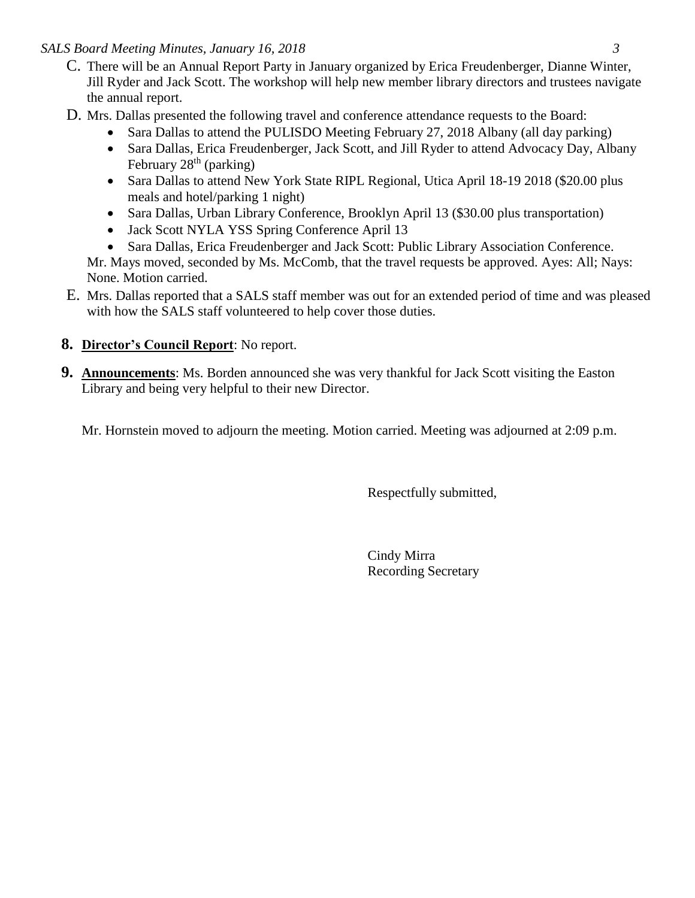C. There will be an Annual Report Party in January organized by Erica Freudenberger, Dianne Winter, Jill Ryder and Jack Scott. The workshop will help new member library directors and trustees navigate the annual report.

D. Mrs. Dallas presented the following travel and conference attendance requests to the Board:
   - Sara Dallas to attend the PULISDO Meeting February 27, 2018 Albany (all day parking)
   - Sara Dallas, Erica Freudenberger, Jack Scott, and Jill Ryder to attend Advocacy Day, Albany February 28th (parking)
   - Sara Dallas to attend New York State RIPL Regional, Utica April 18-19 2018 ($20.00 plus meals and hotel/parking 1 night)
   - Sara Dallas, Urban Library Conference, Brooklyn April 13 ($30.00 plus transportation)
   - Jack Scott NYLA YSS Spring Conference April 13
   - Sara Dallas, Erica Freudenberger and Jack Scott: Public Library Association Conference.

   Mr. Mays moved, seconded by Ms. McComb, that the travel requests be approved. Ayes: All; Nays: None. Motion carried.

E. Mrs. Dallas reported that a SALS staff member was out for an extended period of time and was pleased with how the SALS staff volunteered to help cover those duties.

**8. Director's Council Report**: No report.

**9. Announcements**: Ms. Borden announced she was very thankful for Jack Scott visiting the Easton Library and being very helpful to their new Director.

Mr. Hornstein moved to adjourn the meeting. Motion carried. Meeting was adjourned at 2:09 p.m.

Respectfully submitted,

Cindy Mirra
Recording Secretary